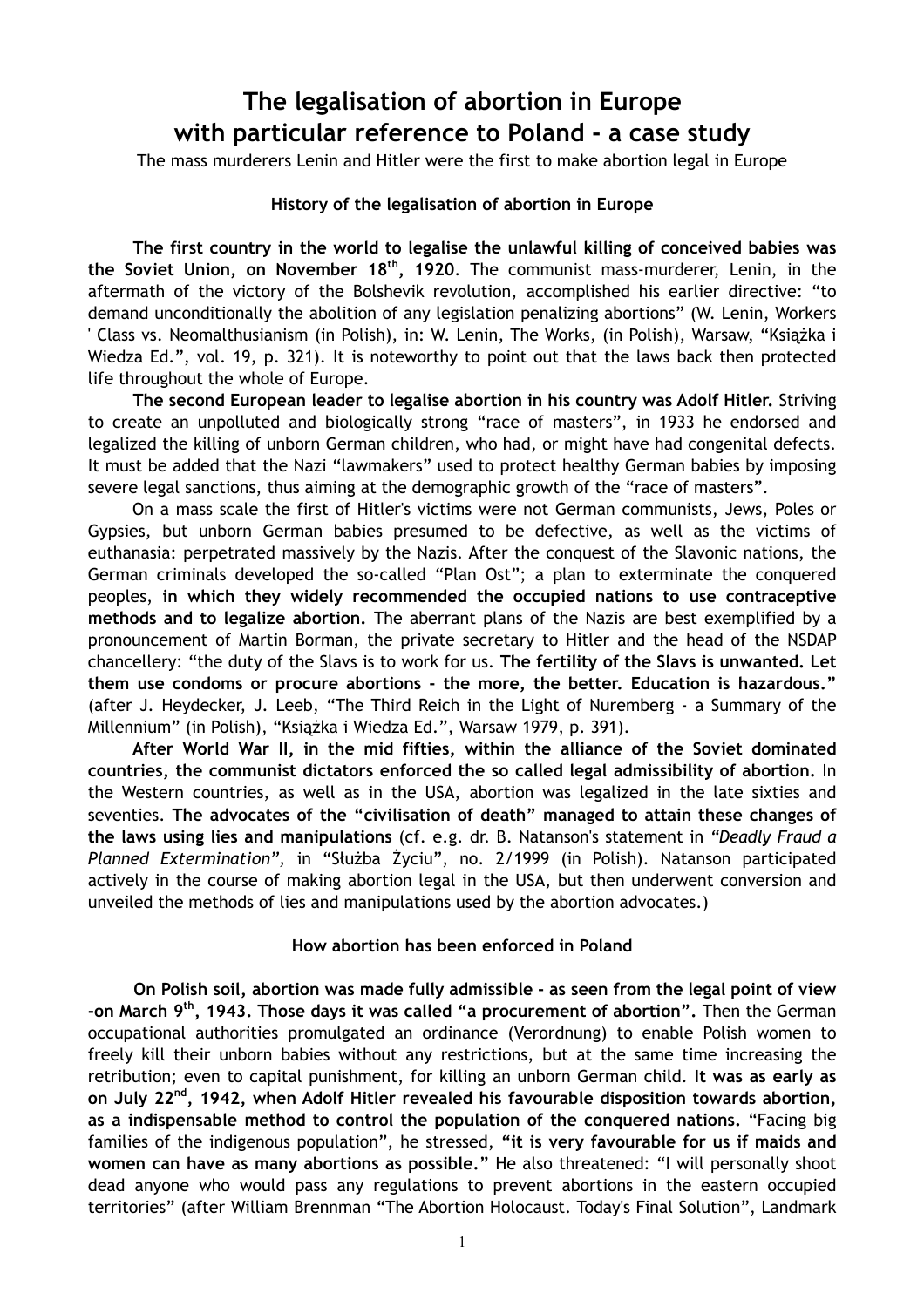# The legalisation of abortion in Europe with particular reference to Poland - a case study

The mass murderers Lenin and Hitler were the first to make abortion legal in Europe

## History of the legalisation of abortion in Europe

**The first country in the world to legalise the unlawful killing of conceived babies was the Soviet Union, on November 18th, 1920**. The communist mass-murderer, Lenin, in the aftermath of the victory of the Bolshevik revolution, accomplished his earlier directive: "to demand unconditionally the abolition of any legislation penalizing abortions" (W. Lenin, Workers ' Class vs. Neomalthusianism (in Polish), in: W. Lenin, The Works, (in Polish), Warsaw, "Książka i Wiedza Ed.", vol. 19, p. 321). It is noteworthy to point out that the laws back then protected life throughout the whole of Europe.

**The second European leader to legalise abortion in his country was Adolf Hitler.** Striving to create an unpolluted and biologically strong "race of masters", in 1933 he endorsed and legalized the killing of unborn German children, who had, or might have had congenital defects. It must be added that the Nazi "lawmakers" used to protect healthy German babies by imposing severe legal sanctions, thus aiming at the demographic growth of the "race of masters".

On a mass scale the first of Hitler's victims were not German communists, Jews, Poles or Gypsies, but unborn German babies presumed to be defective, as well as the victims of euthanasia: perpetrated massively by the Nazis. After the conquest of the Slavonic nations, the German criminals developed the so-called "Plan Ost"; a plan to exterminate the conquered peoples, **in which they widely recommended the occupied nations to use contraceptive methods and to legalize abortion.** The aberrant plans of the Nazis are best exemplified by a pronouncement of Martin Borman, the private secretary to Hitler and the head of the NSDAP chancellery: "the duty of the Slavs is to work for us. **The fertility of the Slavs is unwanted. Let them use condoms or procure abortions - the more, the better. Education is hazardous."** (after J. Heydecker, J. Leeb, "The Third Reich in the Light of Nuremberg - a Summary of the Millennium" (in Polish), "Książka i Wiedza Ed.", Warsaw 1979, p. 391).

**After World War II, in the mid fifties, within the alliance of the Soviet dominated countries, the communist dictators enforced the so called legal admissibility of abortion.** In the Western countries, as well as in the USA, abortion was legalized in the late sixties and seventies. **The advocates of the "civilisation of death" managed to attain these changes of the laws using lies and manipulations** (cf. e.g. dr. B. Natanson's statement in *"Deadly Fraud a Planned Extermination",* in "Służba Życiu", no. 2/1999 (in Polish). Natanson participated actively in the course of making abortion legal in the USA, but then underwent conversion and unveiled the methods of lies and manipulations used by the abortion advocates.)

## How abortion has been enforced in Poland

**On Polish soil, abortion was made fully admissible - as seen from the legal point of view -on March 9th, 1943. Those days it was called "a procurement of abortion".** Then the German occupational authorities promulgated an ordinance (Verordnung) to enable Polish women to freely kill their unborn babies without any restrictions, but at the same time increasing the retribution; even to capital punishment, for killing an unborn German child. **It was as early as on July 22nd, 1942, when Adolf Hitler revealed his favourable disposition towards abortion, as a indispensable method to control the population of the conquered nations.** "Facing big families of the indigenous population", he stressed, **"it is very favourable for us if maids and women can have as many abortions as possible."** He also threatened: "I will personally shoot dead anyone who would pass any regulations to prevent abortions in the eastern occupied territories" (after William Brennman "The Abortion Holocaust. Today's Final Solution", Landmark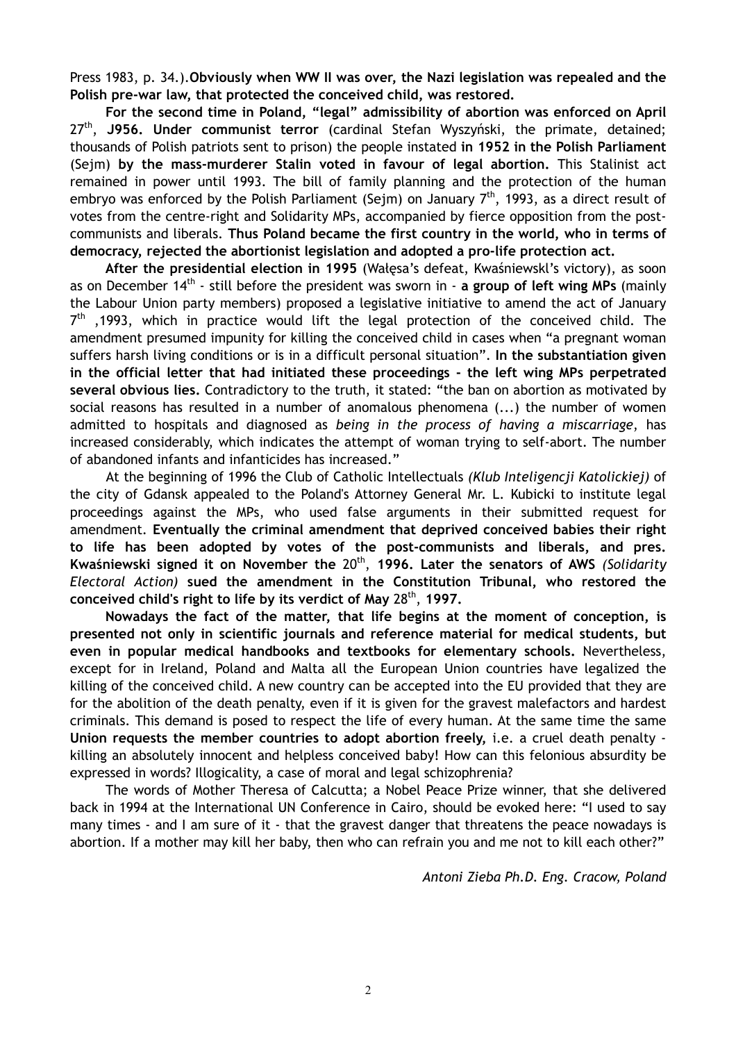Press 1983, p. 34.).**Obviously when WW II was over, the Nazi legislation was repealed and the Polish pre-war law, that protected the conceived child, was restored.**

**For the second time in Poland, "legal" admissibility of abortion was enforced on April 27th, J956. Under communist terror** (cardinal Stefan Wyszyński, the primate, detained; thousands of Polish patriots sent to prison) the people instated **in 1952 in the Polish Parliament** (Sejm) **by the mass-murderer Stalin voted in favour of legal abortion.** This Stalinist act remained in power until 1993. The bill of family planning and the protection of the human embryo was enforced by the Polish Parliament (Sejm) on January 7th, 1993, as a direct result of votes from the centre-right and Solidarity MPs, accompanied by fierce opposition from the post-communists and liberals. **Thus Poland became the first country in the world, who in terms of democracy, rejected the abortionist legislation and adopted a pro-life protection act.**

**After the presidential election in 1995** (Wałęsa's defeat, Kwaśniewskl's victory), as soon as on December 14th - still before the president was sworn in - **a group of left wing MPs** (mainly the Labour Union party members) proposed a legislative initiative to amend the act of January 7th ,1993, which in practice would lift the legal protection of the conceived child. The amendment presumed impunity for killing the conceived child in cases when "a pregnant woman suffers harsh living conditions or is in a difficult personal situation". **In the substantiation given in the official letter that had initiated these proceedings - the left wing MPs perpetrated several obvious lies.** Contradictory to the truth, it stated: "the ban on abortion as motivated by social reasons has resulted in a number of anomalous phenomena (...) the number of women admitted to hospitals and diagnosed as *being in the process of having a miscarriage*, has increased considerably, which indicates the attempt of woman trying to self-abort. The number of abandoned infants and infanticides has increased."

At the beginning of 1996 the Club of Catholic Intellectuals *(Klub Inteligencji Katolickiej)* of the city of Gdansk appealed to the Poland's Attorney General Mr. L. Kubicki to institute legal proceedings against the MPs, who used false arguments in their submitted request for amendment. **Eventually the criminal amendment that deprived conceived babies their right to life has been adopted by votes of the post-communists and liberals, and pres. Kwaśniewski signed it on November the 20th, 1996. Later the senators of AWS** *(Solidarity Electoral Action)* **sued the amendment in the Constitution Tribunal, who restored the conceived child's right to life by its verdict of May 28th, 1997.**

**Nowadays the fact of the matter, that life begins at the moment of conception, is presented not only in scientific journals and reference material for medical students, but even in popular medical handbooks and textbooks for elementary schools.** Nevertheless, except for in Ireland, Poland and Malta all the European Union countries have legalized the killing of the conceived child. A new country can be accepted into the EU provided that they are for the abolition of the death penalty, even if it is given for the gravest malefactors and hardest criminals. This demand is posed to respect the life of every human. At the same time the same **Union requests the member countries to adopt abortion freely,** i.e. a cruel death penalty - killing an absolutely innocent and helpless conceived baby! How can this felonious absurdity be expressed in words? Illogicality, a case of moral and legal schizophrenia?

The words of Mother Theresa of Calcutta; a Nobel Peace Prize winner, that she delivered back in 1994 at the International UN Conference in Cairo, should be evoked here: "I used to say many times - and I am sure of it - that the gravest danger that threatens the peace nowadays is abortion. If a mother may kill her baby, then who can refrain you and me not to kill each other?"

*Antoni Zieba Ph.D. Eng. Cracow, Poland*